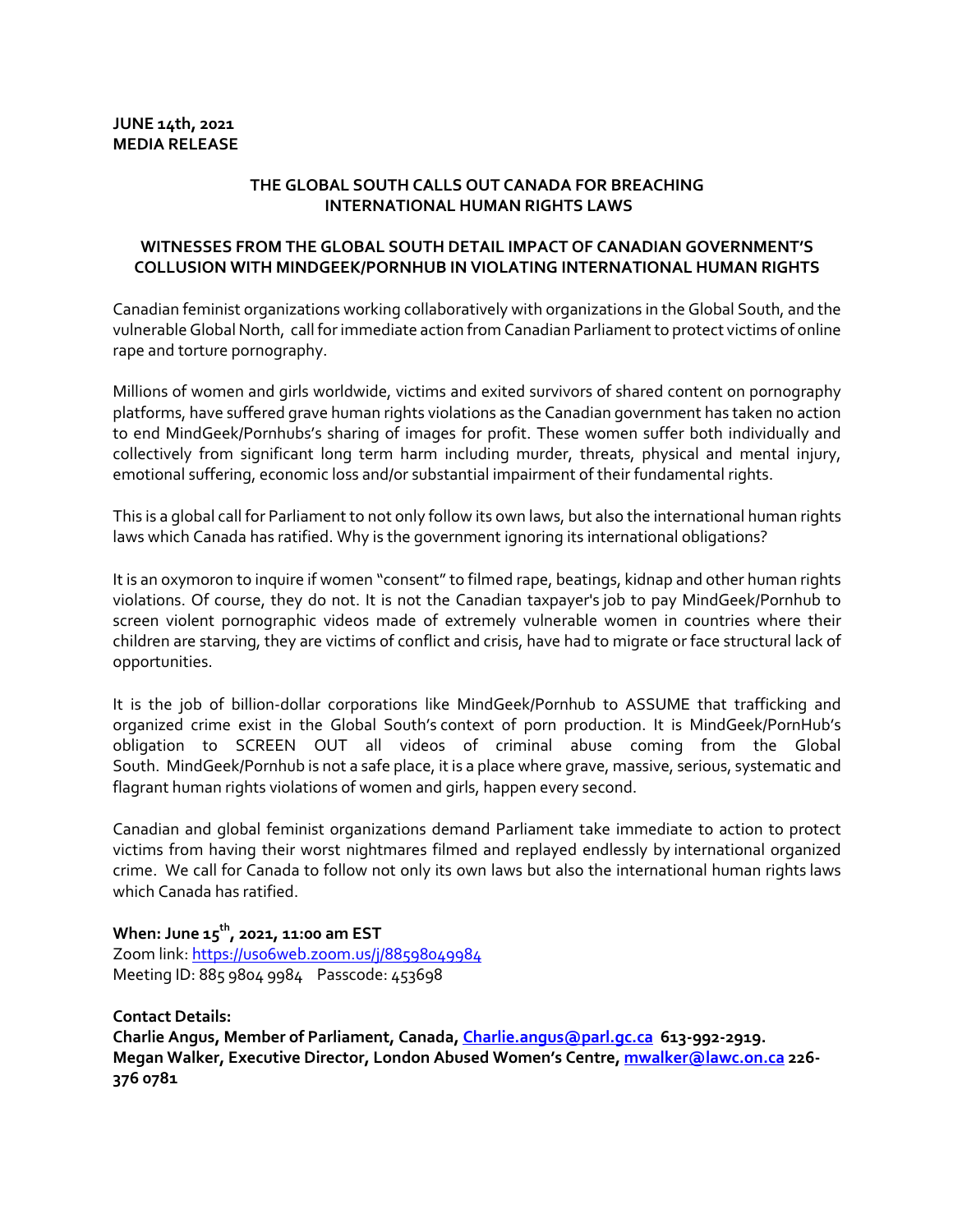**JUNE 14th, 2021**
**MEDIA RELEASE**

## THE GLOBAL SOUTH CALLS OUT CANADA FOR BREACHING INTERNATIONAL HUMAN RIGHTS LAWS

### WITNESSES FROM THE GLOBAL SOUTH DETAIL IMPACT OF CANADIAN GOVERNMENT'S COLLUSION WITH MINDGEEK/PORNHUB IN VIOLATING INTERNATIONAL HUMAN RIGHTS

Canadian feminist organizations working collaboratively with organizations in the Global South, and the vulnerable Global North, call for immediate action from Canadian Parliament to protect victims of online rape and torture pornography.

Millions of women and girls worldwide, victims and exited survivors of shared content on pornography platforms, have suffered grave human rights violations as the Canadian government has taken no action to end MindGeek/Pornhubs's sharing of images for profit. These women suffer both individually and collectively from significant long term harm including murder, threats, physical and mental injury, emotional suffering, economic loss and/or substantial impairment of their fundamental rights.

This is a global call for Parliament to not only follow its own laws, but also the international human rights laws which Canada has ratified. Why is the government ignoring its international obligations?

It is an oxymoron to inquire if women "consent" to filmed rape, beatings, kidnap and other human rights violations. Of course, they do not. It is not the Canadian taxpayer's job to pay MindGeek/Pornhub to screen violent pornographic videos made of extremely vulnerable women in countries where their children are starving, they are victims of conflict and crisis, have had to migrate or face structural lack of opportunities.

It is the job of billion-dollar corporations like MindGeek/Pornhub to ASSUME that trafficking and organized crime exist in the Global South's context of porn production. It is MindGeek/PornHub's obligation to SCREEN OUT all videos of criminal abuse coming from the Global South. MindGeek/Pornhub is not a safe place, it is a place where grave, massive, serious, systematic and flagrant human rights violations of women and girls, happen every second.

Canadian and global feminist organizations demand Parliament take immediate to action to protect victims from having their worst nightmares filmed and replayed endlessly by international organized crime. We call for Canada to follow not only its own laws but also the international human rights laws which Canada has ratified.

**When: June 15th, 2021, 11:00 am EST**
Zoom link: https://us06web.zoom.us/j/88598049984
Meeting ID: 885 9804 9984 Passcode: 453698

**Contact Details:**
**Charlie Angus, Member of Parliament, Canada, Charlie.angus@parl.gc.ca 613-992-2919.**
**Megan Walker, Executive Director, London Abused Women's Centre, mwalker@lawc.on.ca 226-376 0781**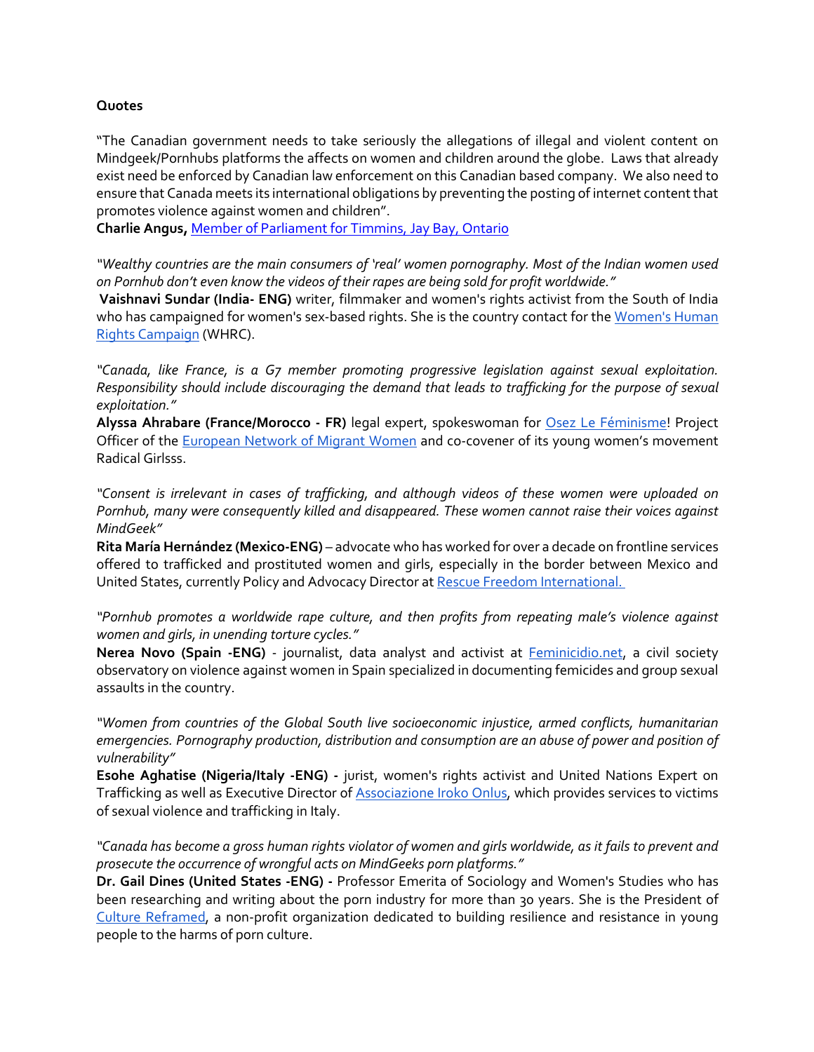**Quotes**

"The Canadian government needs to take seriously the allegations of illegal and violent content on Mindgeek/Pornhubs platforms the affects on women and children around the globe. Laws that already exist need be enforced by Canadian law enforcement on this Canadian based company. We also need to ensure that Canada meets its international obligations by preventing the posting of internet content that promotes violence against women and children".
**Charlie Angus,** Member of Parliament for Timmins, Jay Bay, Ontario

*"Wealthy countries are the main consumers of 'real' women pornography. Most of the Indian women used on Pornhub don't even know the videos of their rapes are being sold for profit worldwide."*
**Vaishnavi Sundar (India- ENG)** writer, filmmaker and women's rights activist from the South of India who has campaigned for women's sex-based rights. She is the country contact for the Women's Human Rights Campaign (WHRC).

*"Canada, like France, is a G7 member promoting progressive legislation against sexual exploitation. Responsibility should include discouraging the demand that leads to trafficking for the purpose of sexual exploitation."*
**Alyssa Ahrabare (France/Morocco - FR)** legal expert, spokeswoman for Osez Le Féminisme! Project Officer of the European Network of Migrant Women and co-covener of its young women's movement Radical Girlsss.

*"Consent is irrelevant in cases of trafficking, and although videos of these women were uploaded on Pornhub, many were consequently killed and disappeared. These women cannot raise their voices against MindGeek"*
**Rita María Hernández (Mexico-ENG)** – advocate who has worked for over a decade on frontline services offered to trafficked and prostituted women and girls, especially in the border between Mexico and United States, currently Policy and Advocacy Director at Rescue Freedom International.

*"Pornhub promotes a worldwide rape culture, and then profits from repeating male's violence against women and girls, in unending torture cycles."*
**Nerea Novo (Spain -ENG)** - journalist, data analyst and activist at Feminicidio.net, a civil society observatory on violence against women in Spain specialized in documenting femicides and group sexual assaults in the country.

*"Women from countries of the Global South live socioeconomic injustice, armed conflicts, humanitarian emergencies. Pornography production, distribution and consumption are an abuse of power and position of vulnerability"*
**Esohe Aghatise (Nigeria/Italy -ENG) -** jurist, women's rights activist and United Nations Expert on Trafficking as well as Executive Director of Associazione Iroko Onlus, which provides services to victims of sexual violence and trafficking in Italy.

*"Canada has become a gross human rights violator of women and girls worldwide, as it fails to prevent and prosecute the occurrence of wrongful acts on MindGeeks porn platforms."*
**Dr. Gail Dines (United States -ENG) -** Professor Emerita of Sociology and Women's Studies who has been researching and writing about the porn industry for more than 30 years. She is the President of Culture Reframed, a non-profit organization dedicated to building resilience and resistance in young people to the harms of porn culture.